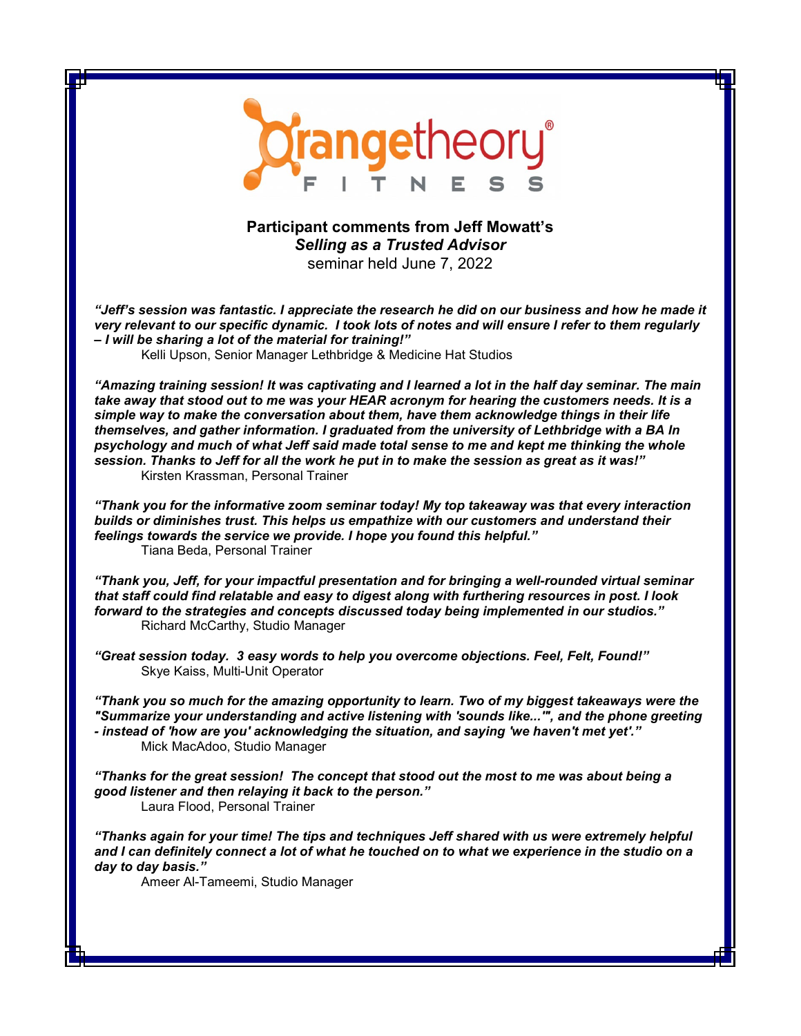**Participant comments from Jeff Mowatt's**
***Selling as a Trusted Advisor***
seminar held June 7, 2022

***"Jeff's session was fantastic. I appreciate the research he did on our business and how he made it very relevant to our specific dynamic. I took lots of notes and will ensure I refer to them regularly – I will be sharing a lot of the material for training!"***
Kelli Upson, Senior Manager Lethbridge & Medicine Hat Studios

***"Amazing training session! It was captivating and I learned a lot in the half day seminar. The main take away that stood out to me was your HEAR acronym for hearing the customers needs. It is a simple way to make the conversation about them, have them acknowledge things in their life themselves, and gather information. I graduated from the university of Lethbridge with a BA In psychology and much of what Jeff said made total sense to me and kept me thinking the whole session. Thanks to Jeff for all the work he put in to make the session as great as it was!"***
Kirsten Krassman, Personal Trainer

***"Thank you for the informative zoom seminar today! My top takeaway was that every interaction builds or diminishes trust. This helps us empathize with our customers and understand their feelings towards the service we provide. I hope you found this helpful."***
Tiana Beda, Personal Trainer

***"Thank you, Jeff, for your impactful presentation and for bringing a well-rounded virtual seminar that staff could find relatable and easy to digest along with furthering resources in post. I look forward to the strategies and concepts discussed today being implemented in our studios."***
Richard McCarthy, Studio Manager

***"Great session today. 3 easy words to help you overcome objections. Feel, Felt, Found!"***
Skye Kaiss, Multi-Unit Operator

***"Thank you so much for the amazing opportunity to learn. Two of my biggest takeaways were the "Summarize your understanding and active listening with 'sounds like...'", and the phone greeting - instead of 'how are you' acknowledging the situation, and saying 'we haven't met yet'."***
Mick MacAdoo, Studio Manager

***"Thanks for the great session! The concept that stood out the most to me was about being a good listener and then relaying it back to the person."***
Laura Flood, Personal Trainer

***"Thanks again for your time! The tips and techniques Jeff shared with us were extremely helpful and I can definitely connect a lot of what he touched on to what we experience in the studio on a day to day basis."***
Ameer Al-Tameemi, Studio Manager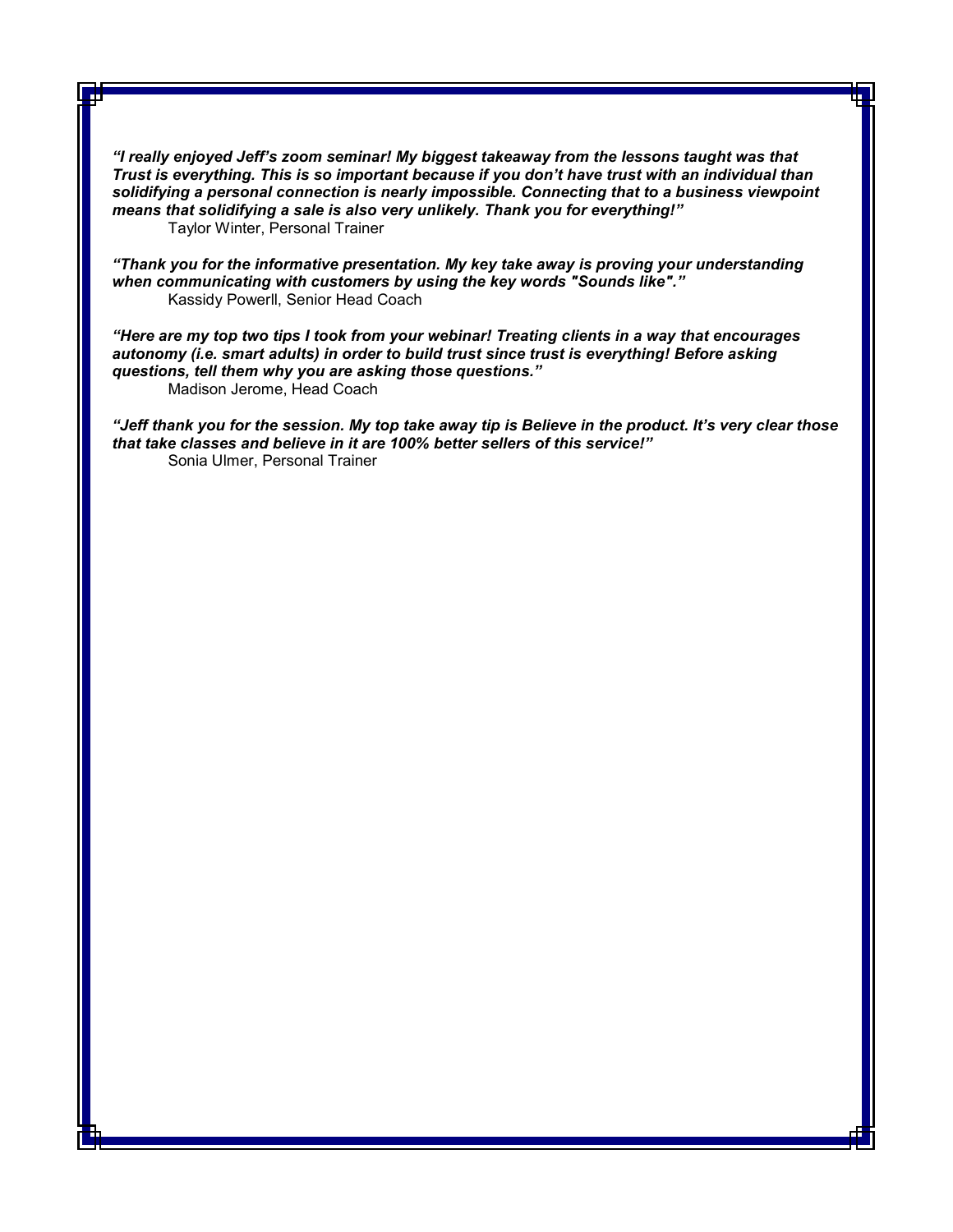***"I really enjoyed Jeff's zoom seminar! My biggest takeaway from the lessons taught was that Trust is everything. This is so important because if you don't have trust with an individual than solidifying a personal connection is nearly impossible. Connecting that to a business viewpoint means that solidifying a sale is also very unlikely. Thank you for everything!"***

Taylor Winter, Personal Trainer

***"Thank you for the informative presentation. My key take away is proving your understanding when communicating with customers by using the key words "Sounds like"."***

Kassidy Powerll, Senior Head Coach

***"Here are my top two tips I took from your webinar! Treating clients in a way that encourages autonomy (i.e. smart adults) in order to build trust since trust is everything! Before asking questions, tell them why you are asking those questions."***

Madison Jerome, Head Coach

***"Jeff thank you for the session. My top take away tip is Believe in the product. It's very clear those that take classes and believe in it are 100% better sellers of this service!"***

Sonia Ulmer, Personal Trainer